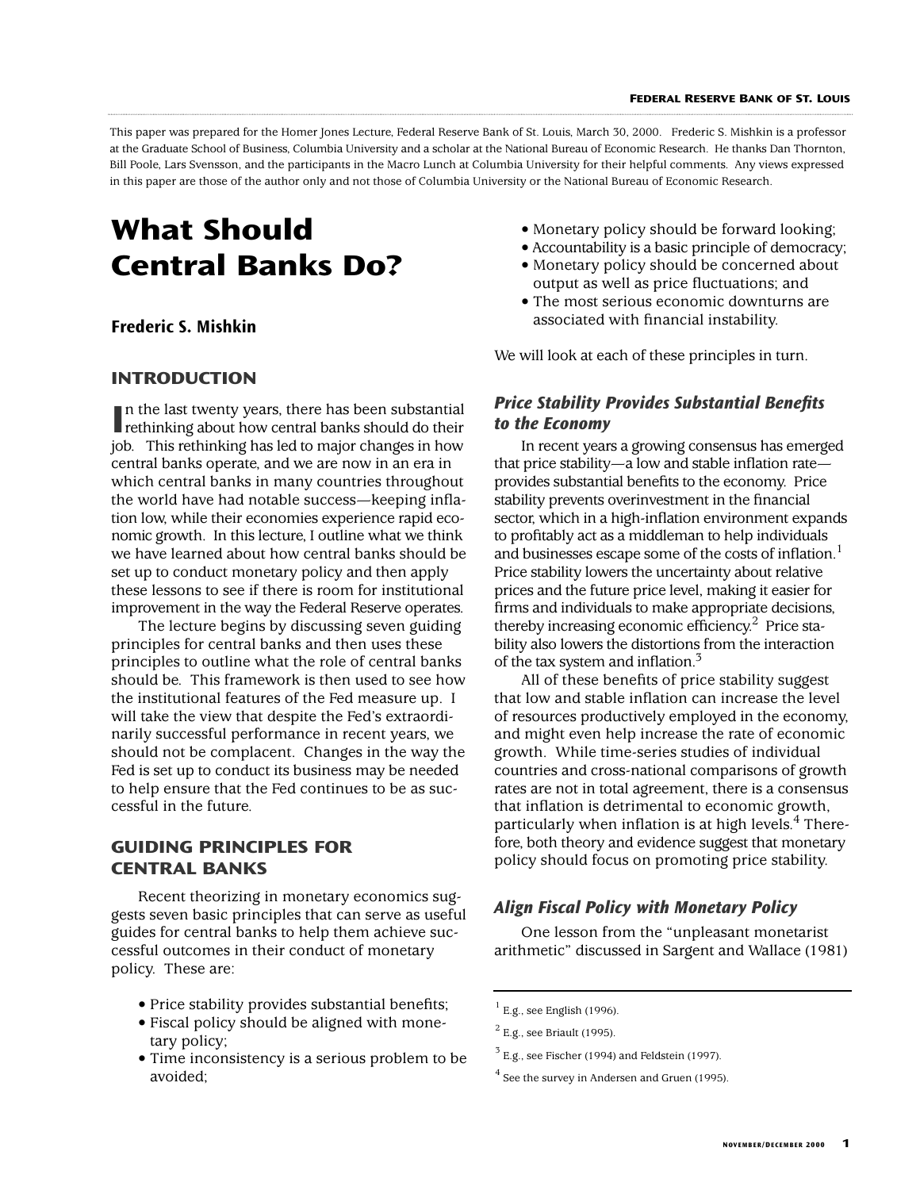This paper was prepared for the Homer Jones Lecture, Federal Reserve Bank of St. Louis, March 30, 2000. Frederic S. Mishkin is a professor at the Graduate School of Business, Columbia University and a scholar at the National Bureau of Economic Research. He thanks Dan Thornton, Bill Poole, Lars Svensson, and the participants in the Macro Lunch at Columbia University for their helpful comments. Any views expressed in this paper are those of the author only and not those of Columbia University or the National Bureau of Economic Research.

# What Should Central Banks Do?

**Frederic S. Mishkin**

## INTRODUCTION

In the last twenty years, there has been substantial rethinking about how central banks should do their job. This rethinking has led to major changes in how central banks operate, and we are now in an era in which central banks in many countries throughout the world have had notable success—keeping inflation low, while their economies experience rapid economic growth. In this lecture, I outline what we think we have learned about how central banks should be set up to conduct monetary policy and then apply these lessons to see if there is room for institutional improvement in the way the Federal Reserve operates.

The lecture begins by discussing seven guiding principles for central banks and then uses these principles to outline what the role of central banks should be. This framework is then used to see how the institutional features of the Fed measure up. I will take the view that despite the Fed's extraordinarily successful performance in recent years, we should not be complacent. Changes in the way the Fed is set up to conduct its business may be needed to help ensure that the Fed continues to be as successful in the future.

## GUIDING PRINCIPLES FOR CENTRAL BANKS

Recent theorizing in monetary economics suggests seven basic principles that can serve as useful guides for central banks to help them achieve successful outcomes in their conduct of monetary policy. These are:

- Price stability provides substantial benefits;
- Fiscal policy should be aligned with monetary policy;
- Time inconsistency is a serious problem to be avoided;
- Monetary policy should be forward looking;
- Accountability is a basic principle of democracy;
- Monetary policy should be concerned about output as well as price fluctuations; and
- The most serious economic downturns are associated with financial instability.

We will look at each of these principles in turn.

### *Price Stability Provides Substantial Benefits to the Economy*

In recent years a growing consensus has emerged that price stability—a low and stable inflation rate—provides substantial benefits to the economy. Price stability prevents overinvestment in the financial sector, which in a high-inflation environment expands to profitably act as a middleman to help individuals and businesses escape some of the costs of inflation.[1] Price stability lowers the uncertainty about relative prices and the future price level, making it easier for firms and individuals to make appropriate decisions, thereby increasing economic efficiency.[2] Price stability also lowers the distortions from the interaction of the tax system and inflation.[3]

All of these benefits of price stability suggest that low and stable inflation can increase the level of resources productively employed in the economy, and might even help increase the rate of economic growth. While time-series studies of individual countries and cross-national comparisons of growth rates are not in total agreement, there is a consensus that inflation is detrimental to economic growth, particularly when inflation is at high levels.[4] Therefore, both theory and evidence suggest that monetary policy should focus on promoting price stability.

### *Align Fiscal Policy with Monetary Policy*

One lesson from the "unpleasant monetarist arithmetic" discussed in Sargent and Wallace (1981)

[1] E.g., see English (1996).

[2] E.g., see Briault (1995).

[3] E.g., see Fischer (1994) and Feldstein (1997).

[4] See the survey in Andersen and Gruen (1995).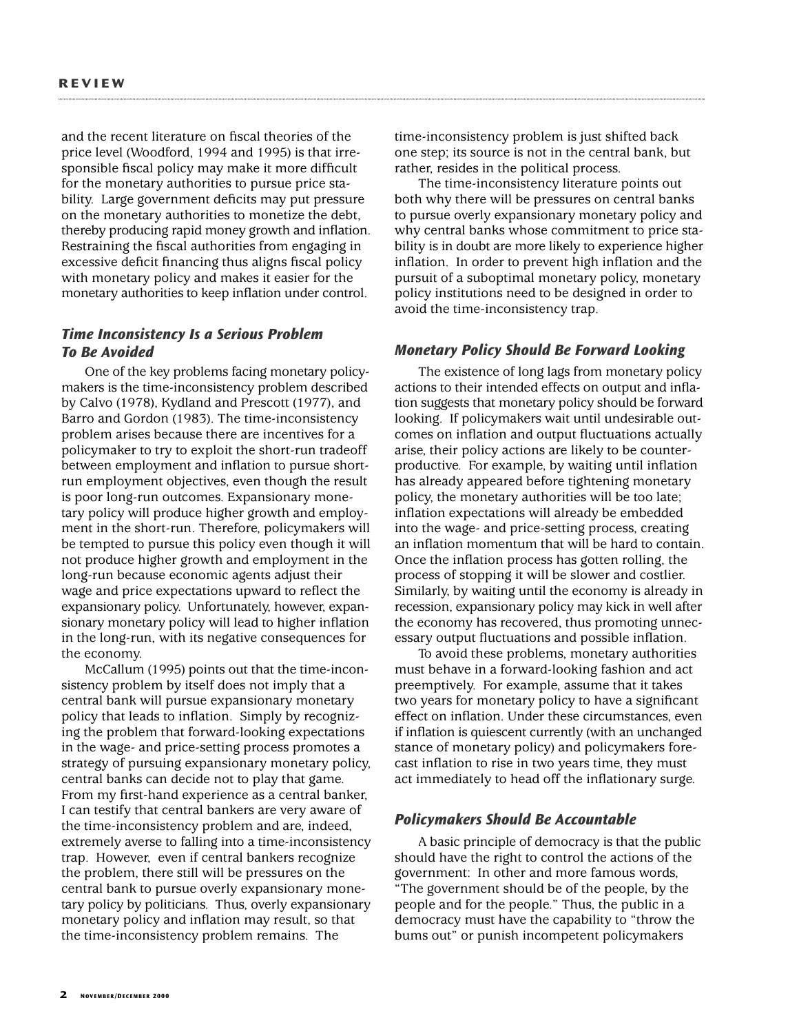and the recent literature on fiscal theories of the price level (Woodford, 1994 and 1995) is that irresponsible fiscal policy may make it more difficult for the monetary authorities to pursue price stability. Large government deficits may put pressure on the monetary authorities to monetize the debt, thereby producing rapid money growth and inflation. Restraining the fiscal authorities from engaging in excessive deficit financing thus aligns fiscal policy with monetary policy and makes it easier for the monetary authorities to keep inflation under control.

### *Time Inconsistency Is a Serious Problem To Be Avoided*

One of the key problems facing monetary policymakers is the time-inconsistency problem described by Calvo (1978), Kydland and Prescott (1977), and Barro and Gordon (1983). The time-inconsistency problem arises because there are incentives for a policymaker to try to exploit the short-run tradeoff between employment and inflation to pursue short-run employment objectives, even though the result is poor long-run outcomes. Expansionary monetary policy will produce higher growth and employment in the short-run. Therefore, policymakers will be tempted to pursue this policy even though it will not produce higher growth and employment in the long-run because economic agents adjust their wage and price expectations upward to reflect the expansionary policy. Unfortunately, however, expansionary monetary policy will lead to higher inflation in the long-run, with its negative consequences for the economy.

McCallum (1995) points out that the time-inconsistency problem by itself does not imply that a central bank will pursue expansionary monetary policy that leads to inflation. Simply by recognizing the problem that forward-looking expectations in the wage- and price-setting process promotes a strategy of pursuing expansionary monetary policy, central banks can decide not to play that game. From my first-hand experience as a central banker, I can testify that central bankers are very aware of the time-inconsistency problem and are, indeed, extremely averse to falling into a time-inconsistency trap. However, even if central bankers recognize the problem, there still will be pressures on the central bank to pursue overly expansionary monetary policy by politicians. Thus, overly expansionary monetary policy and inflation may result, so that the time-inconsistency problem remains. The time-inconsistency problem is just shifted back one step; its source is not in the central bank, but rather, resides in the political process.

The time-inconsistency literature points out both why there will be pressures on central banks to pursue overly expansionary monetary policy and why central banks whose commitment to price stability is in doubt are more likely to experience higher inflation. In order to prevent high inflation and the pursuit of a suboptimal monetary policy, monetary policy institutions need to be designed in order to avoid the time-inconsistency trap.

### *Monetary Policy Should Be Forward Looking*

The existence of long lags from monetary policy actions to their intended effects on output and inflation suggests that monetary policy should be forward looking. If policymakers wait until undesirable outcomes on inflation and output fluctuations actually arise, their policy actions are likely to be counterproductive. For example, by waiting until inflation has already appeared before tightening monetary policy, the monetary authorities will be too late; inflation expectations will already be embedded into the wage- and price-setting process, creating an inflation momentum that will be hard to contain. Once the inflation process has gotten rolling, the process of stopping it will be slower and costlier. Similarly, by waiting until the economy is already in recession, expansionary policy may kick in well after the economy has recovered, thus promoting unnecessary output fluctuations and possible inflation.

To avoid these problems, monetary authorities must behave in a forward-looking fashion and act preemptively. For example, assume that it takes two years for monetary policy to have a significant effect on inflation. Under these circumstances, even if inflation is quiescent currently (with an unchanged stance of monetary policy) and policymakers forecast inflation to rise in two years time, they must act immediately to head off the inflationary surge.

### *Policymakers Should Be Accountable*

A basic principle of democracy is that the public should have the right to control the actions of the government: In other and more famous words, "The government should be of the people, by the people and for the people." Thus, the public in a democracy must have the capability to "throw the bums out" or punish incompetent policymakers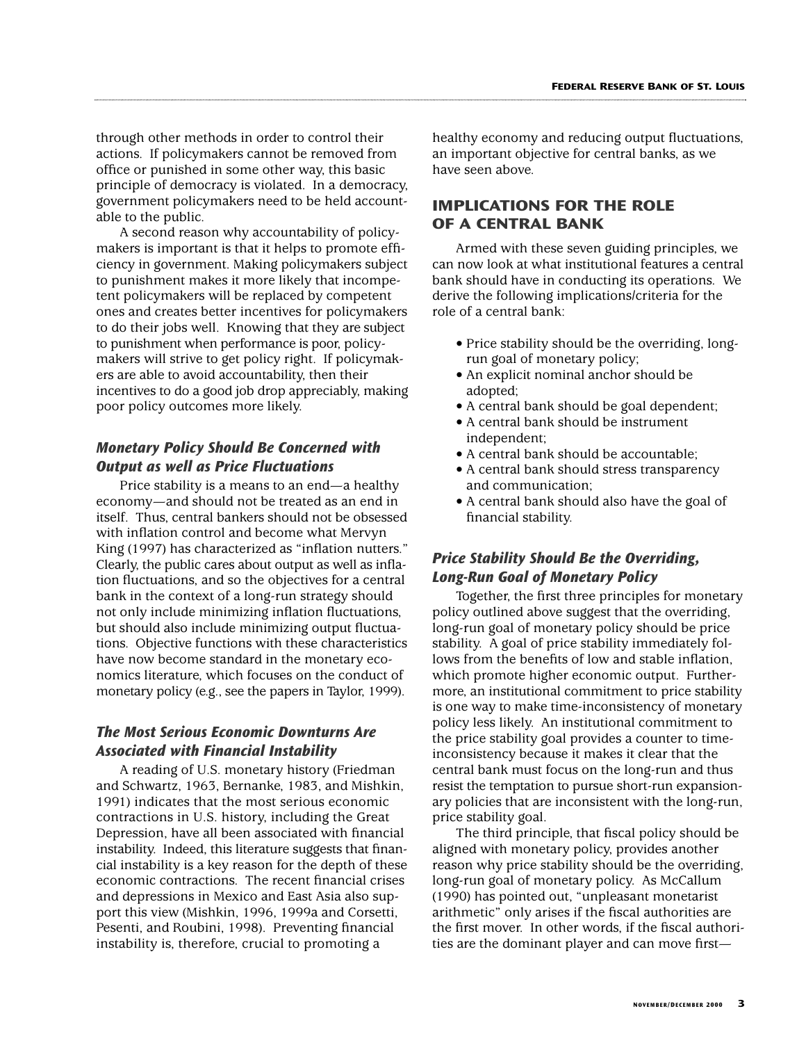through other methods in order to control their actions. If policymakers cannot be removed from office or punished in some other way, this basic principle of democracy is violated. In a democracy, government policymakers need to be held accountable to the public.

A second reason why accountability of policymakers is important is that it helps to promote efficiency in government. Making policymakers subject to punishment makes it more likely that incompetent policymakers will be replaced by competent ones and creates better incentives for policymakers to do their jobs well. Knowing that they are subject to punishment when performance is poor, policymakers will strive to get policy right. If policymakers are able to avoid accountability, then their incentives to do a good job drop appreciably, making poor policy outcomes more likely.

### *Monetary Policy Should Be Concerned with Output as well as Price Fluctuations*

Price stability is a means to an end—a healthy economy—and should not be treated as an end in itself. Thus, central bankers should not be obsessed with inflation control and become what Mervyn King (1997) has characterized as "inflation nutters." Clearly, the public cares about output as well as inflation fluctuations, and so the objectives for a central bank in the context of a long-run strategy should not only include minimizing inflation fluctuations, but should also include minimizing output fluctuations. Objective functions with these characteristics have now become standard in the monetary economics literature, which focuses on the conduct of monetary policy (e.g., see the papers in Taylor, 1999).

### *The Most Serious Economic Downturns Are Associated with Financial Instability*

A reading of U.S. monetary history (Friedman and Schwartz, 1963, Bernanke, 1983, and Mishkin, 1991) indicates that the most serious economic contractions in U.S. history, including the Great Depression, have all been associated with financial instability. Indeed, this literature suggests that financial instability is a key reason for the depth of these economic contractions. The recent financial crises and depressions in Mexico and East Asia also support this view (Mishkin, 1996, 1999a and Corsetti, Pesenti, and Roubini, 1998). Preventing financial instability is, therefore, crucial to promoting a healthy economy and reducing output fluctuations, an important objective for central banks, as we have seen above.

## IMPLICATIONS FOR THE ROLE OF A CENTRAL BANK

Armed with these seven guiding principles, we can now look at what institutional features a central bank should have in conducting its operations. We derive the following implications/criteria for the role of a central bank:

- Price stability should be the overriding, long-run goal of monetary policy;
- An explicit nominal anchor should be adopted;
- A central bank should be goal dependent;
- A central bank should be instrument independent;
- A central bank should be accountable;
- A central bank should stress transparency and communication;
- A central bank should also have the goal of financial stability.

### *Price Stability Should Be the Overriding, Long-Run Goal of Monetary Policy*

Together, the first three principles for monetary policy outlined above suggest that the overriding, long-run goal of monetary policy should be price stability. A goal of price stability immediately follows from the benefits of low and stable inflation, which promote higher economic output. Furthermore, an institutional commitment to price stability is one way to make time-inconsistency of monetary policy less likely. An institutional commitment to the price stability goal provides a counter to time-inconsistency because it makes it clear that the central bank must focus on the long-run and thus resist the temptation to pursue short-run expansionary policies that are inconsistent with the long-run, price stability goal.

The third principle, that fiscal policy should be aligned with monetary policy, provides another reason why price stability should be the overriding, long-run goal of monetary policy. As McCallum (1990) has pointed out, "unpleasant monetarist arithmetic" only arises if the fiscal authorities are the first mover. In other words, if the fiscal authorities are the dominant player and can move first—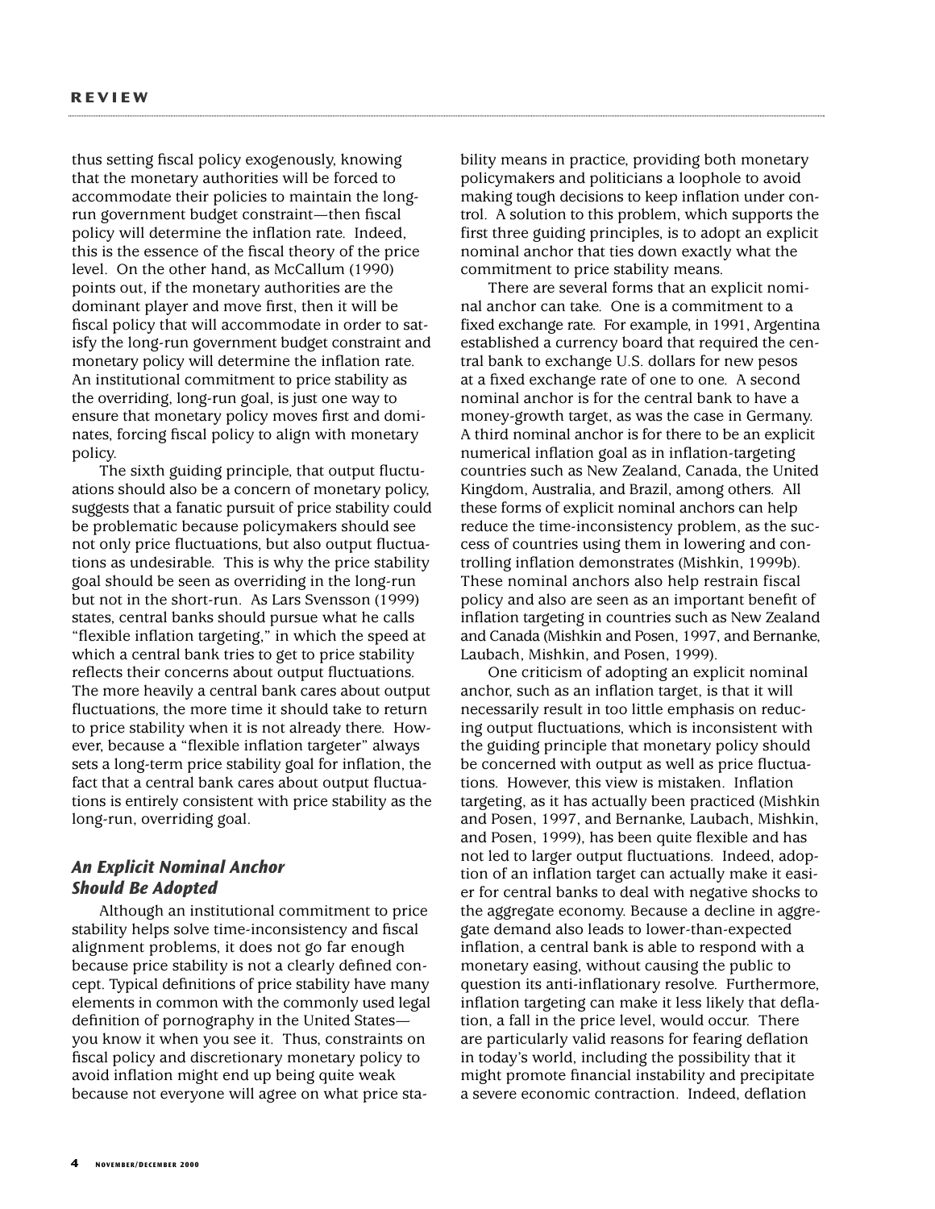thus setting fiscal policy exogenously, knowing that the monetary authorities will be forced to accommodate their policies to maintain the long-run government budget constraint—then fiscal policy will determine the inflation rate. Indeed, this is the essence of the fiscal theory of the price level. On the other hand, as McCallum (1990) points out, if the monetary authorities are the dominant player and move first, then it will be fiscal policy that will accommodate in order to satisfy the long-run government budget constraint and monetary policy will determine the inflation rate. An institutional commitment to price stability as the overriding, long-run goal, is just one way to ensure that monetary policy moves first and dominates, forcing fiscal policy to align with monetary policy.

The sixth guiding principle, that output fluctuations should also be a concern of monetary policy, suggests that a fanatic pursuit of price stability could be problematic because policymakers should see not only price fluctuations, but also output fluctuations as undesirable. This is why the price stability goal should be seen as overriding in the long-run but not in the short-run. As Lars Svensson (1999) states, central banks should pursue what he calls "flexible inflation targeting," in which the speed at which a central bank tries to get to price stability reflects their concerns about output fluctuations. The more heavily a central bank cares about output fluctuations, the more time it should take to return to price stability when it is not already there. However, because a "flexible inflation targeter" always sets a long-term price stability goal for inflation, the fact that a central bank cares about output fluctuations is entirely consistent with price stability as the long-run, overriding goal.

### *An Explicit Nominal Anchor Should Be Adopted*

Although an institutional commitment to price stability helps solve time-inconsistency and fiscal alignment problems, it does not go far enough because price stability is not a clearly defined concept. Typical definitions of price stability have many elements in common with the commonly used legal definition of pornography in the United States—you know it when you see it. Thus, constraints on fiscal policy and discretionary monetary policy to avoid inflation might end up being quite weak because not everyone will agree on what price stability means in practice, providing both monetary policymakers and politicians a loophole to avoid making tough decisions to keep inflation under control. A solution to this problem, which supports the first three guiding principles, is to adopt an explicit nominal anchor that ties down exactly what the commitment to price stability means.

There are several forms that an explicit nominal anchor can take. One is a commitment to a fixed exchange rate. For example, in 1991, Argentina established a currency board that required the central bank to exchange U.S. dollars for new pesos at a fixed exchange rate of one to one. A second nominal anchor is for the central bank to have a money-growth target, as was the case in Germany. A third nominal anchor is for there to be an explicit numerical inflation goal as in inflation-targeting countries such as New Zealand, Canada, the United Kingdom, Australia, and Brazil, among others. All these forms of explicit nominal anchors can help reduce the time-inconsistency problem, as the success of countries using them in lowering and controlling inflation demonstrates (Mishkin, 1999b). These nominal anchors also help restrain fiscal policy and also are seen as an important benefit of inflation targeting in countries such as New Zealand and Canada (Mishkin and Posen, 1997, and Bernanke, Laubach, Mishkin, and Posen, 1999).

One criticism of adopting an explicit nominal anchor, such as an inflation target, is that it will necessarily result in too little emphasis on reducing output fluctuations, which is inconsistent with the guiding principle that monetary policy should be concerned with output as well as price fluctuations. However, this view is mistaken. Inflation targeting, as it has actually been practiced (Mishkin and Posen, 1997, and Bernanke, Laubach, Mishkin, and Posen, 1999), has been quite flexible and has not led to larger output fluctuations. Indeed, adoption of an inflation target can actually make it easier for central banks to deal with negative shocks to the aggregate economy. Because a decline in aggregate demand also leads to lower-than-expected inflation, a central bank is able to respond with a monetary easing, without causing the public to question its anti-inflationary resolve. Furthermore, inflation targeting can make it less likely that deflation, a fall in the price level, would occur. There are particularly valid reasons for fearing deflation in today's world, including the possibility that it might promote financial instability and precipitate a severe economic contraction. Indeed, deflation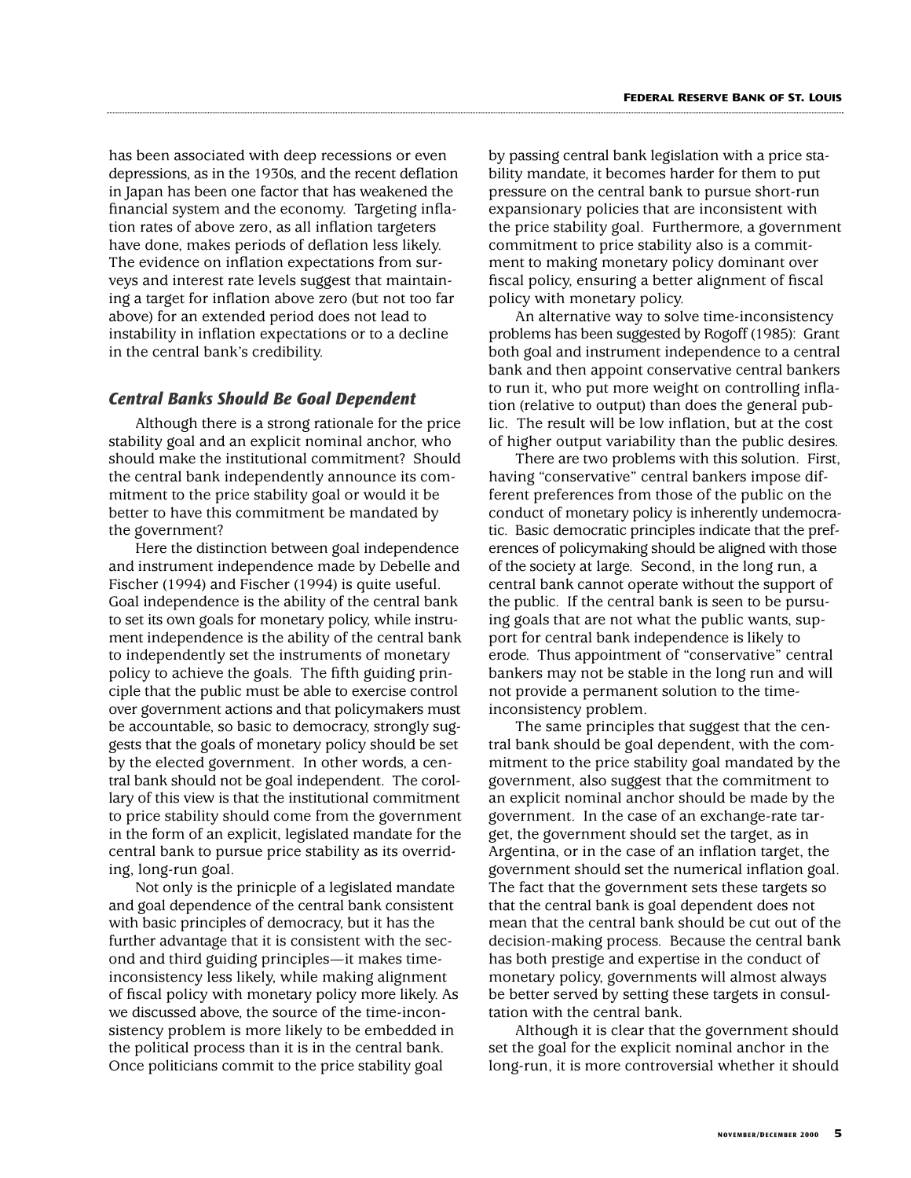has been associated with deep recessions or even depressions, as in the 1930s, and the recent deflation in Japan has been one factor that has weakened the financial system and the economy. Targeting inflation rates of above zero, as all inflation targeters have done, makes periods of deflation less likely. The evidence on inflation expectations from surveys and interest rate levels suggest that maintaining a target for inflation above zero (but not too far above) for an extended period does not lead to instability in inflation expectations or to a decline in the central bank's credibility.

### *Central Banks Should Be Goal Dependent*

Although there is a strong rationale for the price stability goal and an explicit nominal anchor, who should make the institutional commitment? Should the central bank independently announce its commitment to the price stability goal or would it be better to have this commitment be mandated by the government?

Here the distinction between goal independence and instrument independence made by Debelle and Fischer (1994) and Fischer (1994) is quite useful. Goal independence is the ability of the central bank to set its own goals for monetary policy, while instrument independence is the ability of the central bank to independently set the instruments of monetary policy to achieve the goals. The fifth guiding principle that the public must be able to exercise control over government actions and that policymakers must be accountable, so basic to democracy, strongly suggests that the goals of monetary policy should be set by the elected government. In other words, a central bank should not be goal independent. The corollary of this view is that the institutional commitment to price stability should come from the government in the form of an explicit, legislated mandate for the central bank to pursue price stability as its overriding, long-run goal.

Not only is the prinicple of a legislated mandate and goal dependence of the central bank consistent with basic principles of democracy, but it has the further advantage that it is consistent with the second and third guiding principles—it makes time-inconsistency less likely, while making alignment of fiscal policy with monetary policy more likely. As we discussed above, the source of the time-inconsistency problem is more likely to be embedded in the political process than it is in the central bank. Once politicians commit to the price stability goal by passing central bank legislation with a price stability mandate, it becomes harder for them to put pressure on the central bank to pursue short-run expansionary policies that are inconsistent with the price stability goal. Furthermore, a government commitment to price stability also is a commitment to making monetary policy dominant over fiscal policy, ensuring a better alignment of fiscal policy with monetary policy.

An alternative way to solve time-inconsistency problems has been suggested by Rogoff (1985): Grant both goal and instrument independence to a central bank and then appoint conservative central bankers to run it, who put more weight on controlling inflation (relative to output) than does the general public. The result will be low inflation, but at the cost of higher output variability than the public desires.

There are two problems with this solution. First, having "conservative" central bankers impose different preferences from those of the public on the conduct of monetary policy is inherently undemocratic. Basic democratic principles indicate that the preferences of policymaking should be aligned with those of the society at large. Second, in the long run, a central bank cannot operate without the support of the public. If the central bank is seen to be pursuing goals that are not what the public wants, support for central bank independence is likely to erode. Thus appointment of "conservative" central bankers may not be stable in the long run and will not provide a permanent solution to the time-inconsistency problem.

The same principles that suggest that the central bank should be goal dependent, with the commitment to the price stability goal mandated by the government, also suggest that the commitment to an explicit nominal anchor should be made by the government. In the case of an exchange-rate target, the government should set the target, as in Argentina, or in the case of an inflation target, the government should set the numerical inflation goal. The fact that the government sets these targets so that the central bank is goal dependent does not mean that the central bank should be cut out of the decision-making process. Because the central bank has both prestige and expertise in the conduct of monetary policy, governments will almost always be better served by setting these targets in consultation with the central bank.

Although it is clear that the government should set the goal for the explicit nominal anchor in the long-run, it is more controversial whether it should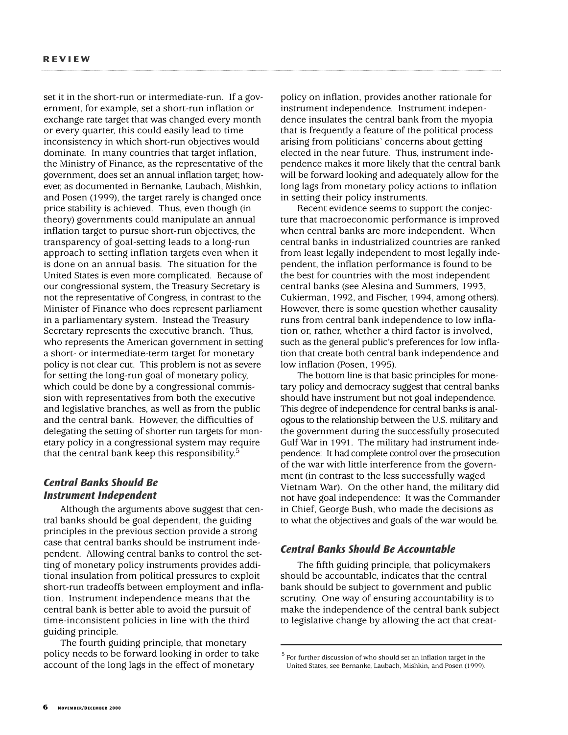set it in the short-run or intermediate-run. If a government, for example, set a short-run inflation or exchange rate target that was changed every month or every quarter, this could easily lead to time inconsistency in which short-run objectives would dominate. In many countries that target inflation, the Ministry of Finance, as the representative of the government, does set an annual inflation target; however, as documented in Bernanke, Laubach, Mishkin, and Posen (1999), the target rarely is changed once price stability is achieved. Thus, even though (in theory) governments could manipulate an annual inflation target to pursue short-run objectives, the transparency of goal-setting leads to a long-run approach to setting inflation targets even when it is done on an annual basis. The situation for the United States is even more complicated. Because of our congressional system, the Treasury Secretary is not the representative of Congress, in contrast to the Minister of Finance who does represent parliament in a parliamentary system. Instead the Treasury Secretary represents the executive branch. Thus, who represents the American government in setting a short- or intermediate-term target for monetary policy is not clear cut. This problem is not as severe for setting the long-run goal of monetary policy, which could be done by a congressional commission with representatives from both the executive and legislative branches, as well as from the public and the central bank. However, the difficulties of delegating the setting of shorter run targets for monetary policy in a congressional system may require that the central bank keep this responsibility.[5]

### *Central Banks Should Be Instrument Independent*

Although the arguments above suggest that central banks should be goal dependent, the guiding principles in the previous section provide a strong case that central banks should be instrument independent. Allowing central banks to control the setting of monetary policy instruments provides additional insulation from political pressures to exploit short-run tradeoffs between employment and inflation. Instrument independence means that the central bank is better able to avoid the pursuit of time-inconsistent policies in line with the third guiding principle.

The fourth guiding principle, that monetary policy needs to be forward looking in order to take account of the long lags in the effect of monetary policy on inflation, provides another rationale for instrument independence. Instrument independence insulates the central bank from the myopia that is frequently a feature of the political process arising from politicians' concerns about getting elected in the near future. Thus, instrument independence makes it more likely that the central bank will be forward looking and adequately allow for the long lags from monetary policy actions to inflation in setting their policy instruments.

Recent evidence seems to support the conjecture that macroeconomic performance is improved when central banks are more independent. When central banks in industrialized countries are ranked from least legally independent to most legally independent, the inflation performance is found to be the best for countries with the most independent central banks (see Alesina and Summers, 1993, Cukierman, 1992, and Fischer, 1994, among others). However, there is some question whether causality runs from central bank independence to low inflation or, rather, whether a third factor is involved, such as the general public's preferences for low inflation that create both central bank independence and low inflation (Posen, 1995).

The bottom line is that basic principles for monetary policy and democracy suggest that central banks should have instrument but not goal independence. This degree of independence for central banks is analogous to the relationship between the U.S. military and the government during the successfully prosecuted Gulf War in 1991. The military had instrument independence: It had complete control over the prosecution of the war with little interference from the government (in contrast to the less successfully waged Vietnam War). On the other hand, the military did not have goal independence: It was the Commander in Chief, George Bush, who made the decisions as to what the objectives and goals of the war would be.

### *Central Banks Should Be Accountable*

The fifth guiding principle, that policymakers should be accountable, indicates that the central bank should be subject to government and public scrutiny. One way of ensuring accountability is to make the independence of the central bank subject to legislative change by allowing the act that creat-

[5] For further discussion of who should set an inflation target in the United States, see Bernanke, Laubach, Mishkin, and Posen (1999).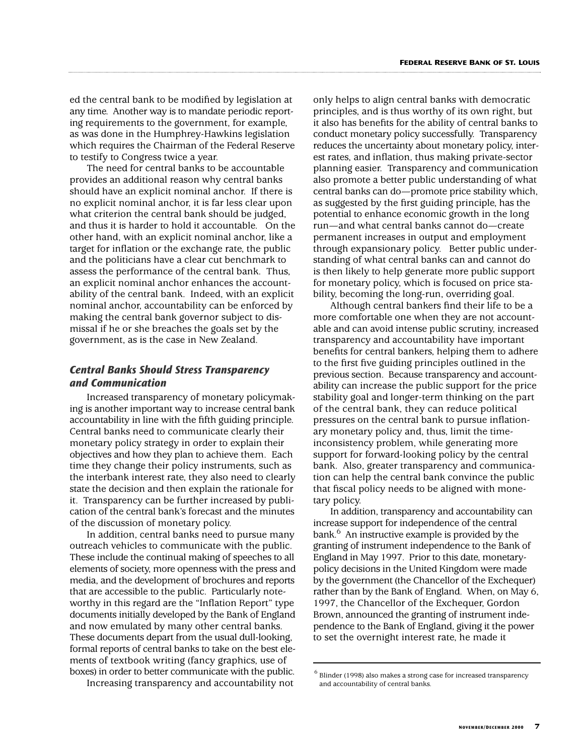ed the central bank to be modified by legislation at any time. Another way is to mandate periodic reporting requirements to the government, for example, as was done in the Humphrey-Hawkins legislation which requires the Chairman of the Federal Reserve to testify to Congress twice a year.

The need for central banks to be accountable provides an additional reason why central banks should have an explicit nominal anchor. If there is no explicit nominal anchor, it is far less clear upon what criterion the central bank should be judged, and thus it is harder to hold it accountable. On the other hand, with an explicit nominal anchor, like a target for inflation or the exchange rate, the public and the politicians have a clear cut benchmark to assess the performance of the central bank. Thus, an explicit nominal anchor enhances the accountability of the central bank. Indeed, with an explicit nominal anchor, accountability can be enforced by making the central bank governor subject to dismissal if he or she breaches the goals set by the government, as is the case in New Zealand.

### *Central Banks Should Stress Transparency and Communication*

Increased transparency of monetary policymaking is another important way to increase central bank accountability in line with the fifth guiding principle. Central banks need to communicate clearly their monetary policy strategy in order to explain their objectives and how they plan to achieve them. Each time they change their policy instruments, such as the interbank interest rate, they also need to clearly state the decision and then explain the rationale for it. Transparency can be further increased by publication of the central bank's forecast and the minutes of the discussion of monetary policy.

In addition, central banks need to pursue many outreach vehicles to communicate with the public. These include the continual making of speeches to all elements of society, more openness with the press and media, and the development of brochures and reports that are accessible to the public. Particularly noteworthy in this regard are the "Inflation Report" type documents initially developed by the Bank of England and now emulated by many other central banks. These documents depart from the usual dull-looking, formal reports of central banks to take on the best elements of textbook writing (fancy graphics, use of boxes) in order to better communicate with the public.

Increasing transparency and accountability not only helps to align central banks with democratic principles, and is thus worthy of its own right, but it also has benefits for the ability of central banks to conduct monetary policy successfully. Transparency reduces the uncertainty about monetary policy, interest rates, and inflation, thus making private-sector planning easier. Transparency and communication also promote a better public understanding of what central banks can do—promote price stability which, as suggested by the first guiding principle, has the potential to enhance economic growth in the long run—and what central banks cannot do—create permanent increases in output and employment through expansionary policy. Better public understanding of what central banks can and cannot do is then likely to help generate more public support for monetary policy, which is focused on price stability, becoming the long-run, overriding goal.

Although central bankers find their life to be a more comfortable one when they are not accountable and can avoid intense public scrutiny, increased transparency and accountability have important benefits for central bankers, helping them to adhere to the first five guiding principles outlined in the previous section. Because transparency and accountability can increase the public support for the price stability goal and longer-term thinking on the part of the central bank, they can reduce political pressures on the central bank to pursue inflationary monetary policy and, thus, limit the time-inconsistency problem, while generating more support for forward-looking policy by the central bank. Also, greater transparency and communication can help the central bank convince the public that fiscal policy needs to be aligned with monetary policy.

In addition, transparency and accountability can increase support for independence of the central bank.[6] An instructive example is provided by the granting of instrument independence to the Bank of England in May 1997. Prior to this date, monetary-policy decisions in the United Kingdom were made by the government (the Chancellor of the Exchequer) rather than by the Bank of England. When, on May 6, 1997, the Chancellor of the Exchequer, Gordon Brown, announced the granting of instrument independence to the Bank of England, giving it the power to set the overnight interest rate, he made it

[6] Blinder (1998) also makes a strong case for increased transparency and accountability of central banks.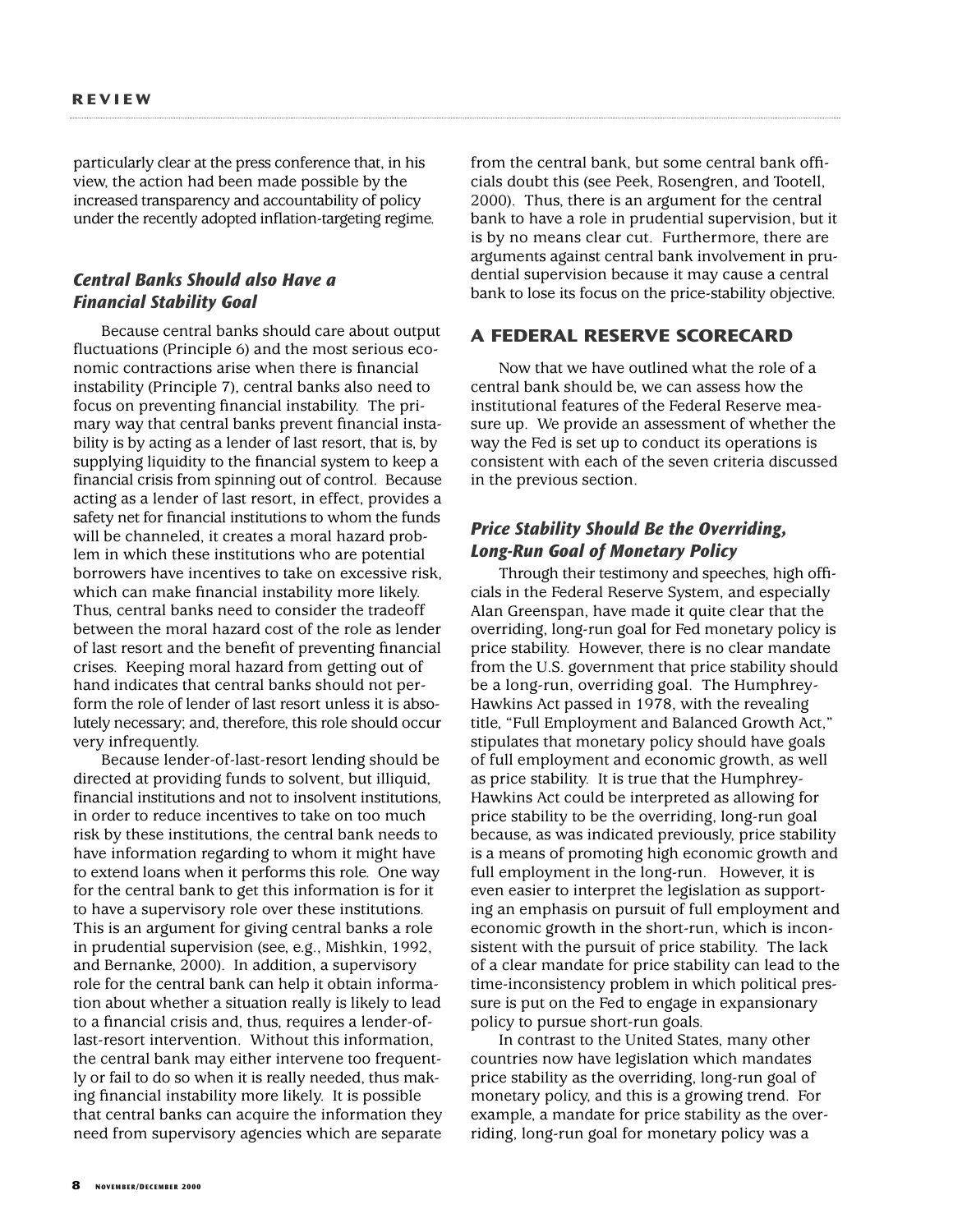particularly clear at the press conference that, in his view, the action had been made possible by the increased transparency and accountability of policy under the recently adopted inflation-targeting regime.

### *Central Banks Should also Have a Financial Stability Goal*

Because central banks should care about output fluctuations (Principle 6) and the most serious economic contractions arise when there is financial instability (Principle 7), central banks also need to focus on preventing financial instability. The primary way that central banks prevent financial instability is by acting as a lender of last resort, that is, by supplying liquidity to the financial system to keep a financial crisis from spinning out of control. Because acting as a lender of last resort, in effect, provides a safety net for financial institutions to whom the funds will be channeled, it creates a moral hazard problem in which these institutions who are potential borrowers have incentives to take on excessive risk, which can make financial instability more likely. Thus, central banks need to consider the tradeoff between the moral hazard cost of the role as lender of last resort and the benefit of preventing financial crises. Keeping moral hazard from getting out of hand indicates that central banks should not perform the role of lender of last resort unless it is absolutely necessary; and, therefore, this role should occur very infrequently.

Because lender-of-last-resort lending should be directed at providing funds to solvent, but illiquid, financial institutions and not to insolvent institutions, in order to reduce incentives to take on too much risk by these institutions, the central bank needs to have information regarding to whom it might have to extend loans when it performs this role. One way for the central bank to get this information is for it to have a supervisory role over these institutions. This is an argument for giving central banks a role in prudential supervision (see, e.g., Mishkin, 1992, and Bernanke, 2000). In addition, a supervisory role for the central bank can help it obtain information about whether a situation really is likely to lead to a financial crisis and, thus, requires a lender-of-last-resort intervention. Without this information, the central bank may either intervene too frequently or fail to do so when it is really needed, thus making financial instability more likely. It is possible that central banks can acquire the information they need from supervisory agencies which are separate from the central bank, but some central bank officials doubt this (see Peek, Rosengren, and Tootell, 2000). Thus, there is an argument for the central bank to have a role in prudential supervision, but it is by no means clear cut. Furthermore, there are arguments against central bank involvement in prudential supervision because it may cause a central bank to lose its focus on the price-stability objective.

## A FEDERAL RESERVE SCORECARD

Now that we have outlined what the role of a central bank should be, we can assess how the institutional features of the Federal Reserve measure up. We provide an assessment of whether the way the Fed is set up to conduct its operations is consistent with each of the seven criteria discussed in the previous section.

### *Price Stability Should Be the Overriding, Long-Run Goal of Monetary Policy*

Through their testimony and speeches, high officials in the Federal Reserve System, and especially Alan Greenspan, have made it quite clear that the overriding, long-run goal for Fed monetary policy is price stability. However, there is no clear mandate from the U.S. government that price stability should be a long-run, overriding goal. The Humphrey-Hawkins Act passed in 1978, with the revealing title, "Full Employment and Balanced Growth Act," stipulates that monetary policy should have goals of full employment and economic growth, as well as price stability. It is true that the Humphrey-Hawkins Act could be interpreted as allowing for price stability to be the overriding, long-run goal because, as was indicated previously, price stability is a means of promoting high economic growth and full employment in the long-run. However, it is even easier to interpret the legislation as supporting an emphasis on pursuit of full employment and economic growth in the short-run, which is inconsistent with the pursuit of price stability. The lack of a clear mandate for price stability can lead to the time-inconsistency problem in which political pressure is put on the Fed to engage in expansionary policy to pursue short-run goals.

In contrast to the United States, many other countries now have legislation which mandates price stability as the overriding, long-run goal of monetary policy, and this is a growing trend. For example, a mandate for price stability as the overriding, long-run goal for monetary policy was a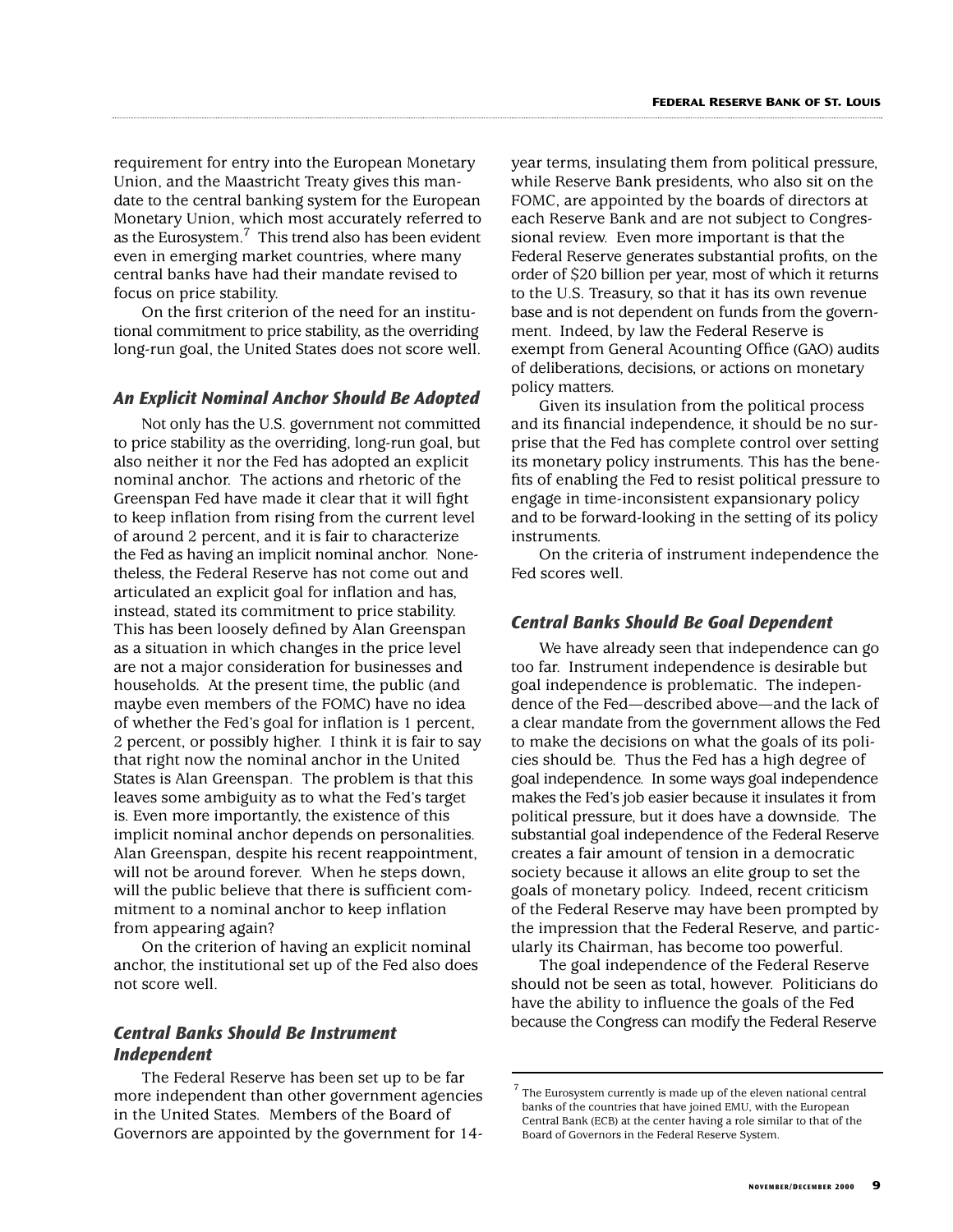requirement for entry into the European Monetary Union, and the Maastricht Treaty gives this mandate to the central banking system for the European Monetary Union, which most accurately referred to as the Eurosystem.[7] This trend also has been evident even in emerging market countries, where many central banks have had their mandate revised to focus on price stability.

On the first criterion of the need for an institutional commitment to price stability, as the overriding long-run goal, the United States does not score well.

### *An Explicit Nominal Anchor Should Be Adopted*

Not only has the U.S. government not committed to price stability as the overriding, long-run goal, but also neither it nor the Fed has adopted an explicit nominal anchor. The actions and rhetoric of the Greenspan Fed have made it clear that it will fight to keep inflation from rising from the current level of around 2 percent, and it is fair to characterize the Fed as having an implicit nominal anchor. Nonetheless, the Federal Reserve has not come out and articulated an explicit goal for inflation and has, instead, stated its commitment to price stability. This has been loosely defined by Alan Greenspan as a situation in which changes in the price level are not a major consideration for businesses and households. At the present time, the public (and maybe even members of the FOMC) have no idea of whether the Fed's goal for inflation is 1 percent, 2 percent, or possibly higher. I think it is fair to say that right now the nominal anchor in the United States is Alan Greenspan. The problem is that this leaves some ambiguity as to what the Fed's target is. Even more importantly, the existence of this implicit nominal anchor depends on personalities. Alan Greenspan, despite his recent reappointment, will not be around forever. When he steps down, will the public believe that there is sufficient commitment to a nominal anchor to keep inflation from appearing again?

On the criterion of having an explicit nominal anchor, the institutional set up of the Fed also does not score well.

### *Central Banks Should Be Instrument Independent*

The Federal Reserve has been set up to be far more independent than other government agencies in the United States. Members of the Board of Governors are appointed by the government for 14-year terms, insulating them from political pressure, while Reserve Bank presidents, who also sit on the FOMC, are appointed by the boards of directors at each Reserve Bank and are not subject to Congressional review. Even more important is that the Federal Reserve generates substantial profits, on the order of $20 billion per year, most of which it returns to the U.S. Treasury, so that it has its own revenue base and is not dependent on funds from the government. Indeed, by law the Federal Reserve is exempt from General Acounting Office (GAO) audits of deliberations, decisions, or actions on monetary policy matters.

Given its insulation from the political process and its financial independence, it should be no surprise that the Fed has complete control over setting its monetary policy instruments. This has the benefits of enabling the Fed to resist political pressure to engage in time-inconsistent expansionary policy and to be forward-looking in the setting of its policy instruments.

On the criteria of instrument independence the Fed scores well.

### *Central Banks Should Be Goal Dependent*

We have already seen that independence can go too far. Instrument independence is desirable but goal independence is problematic. The independence of the Fed—described above—and the lack of a clear mandate from the government allows the Fed to make the decisions on what the goals of its policies should be. Thus the Fed has a high degree of goal independence. In some ways goal independence makes the Fed's job easier because it insulates it from political pressure, but it does have a downside. The substantial goal independence of the Federal Reserve creates a fair amount of tension in a democratic society because it allows an elite group to set the goals of monetary policy. Indeed, recent criticism of the Federal Reserve may have been prompted by the impression that the Federal Reserve, and particularly its Chairman, has become too powerful.

The goal independence of the Federal Reserve should not be seen as total, however. Politicians do have the ability to influence the goals of the Fed because the Congress can modify the Federal Reserve

---

[7] The Eurosystem currently is made up of the eleven national central banks of the countries that have joined EMU, with the European Central Bank (ECB) at the center having a role similar to that of the Board of Governors in the Federal Reserve System.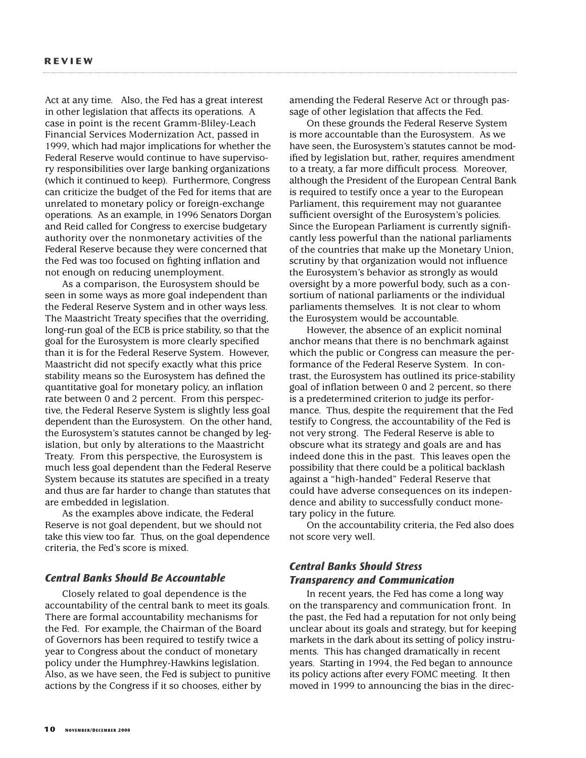Act at any time. Also, the Fed has a great interest in other legislation that affects its operations. A case in point is the recent Gramm-Bliley-Leach Financial Services Modernization Act, passed in 1999, which had major implications for whether the Federal Reserve would continue to have supervisory responsibilities over large banking organizations (which it continued to keep). Furthermore, Congress can criticize the budget of the Fed for items that are unrelated to monetary policy or foreign-exchange operations. As an example, in 1996 Senators Dorgan and Reid called for Congress to exercise budgetary authority over the nonmonetary activities of the Federal Reserve because they were concerned that the Fed was too focused on fighting inflation and not enough on reducing unemployment.

As a comparison, the Eurosystem should be seen in some ways as more goal independent than the Federal Reserve System and in other ways less. The Maastricht Treaty specifies that the overriding, long-run goal of the ECB is price stability, so that the goal for the Eurosystem is more clearly specified than it is for the Federal Reserve System. However, Maastricht did not specify exactly what this price stability means so the Eurosystem has defined the quantitative goal for monetary policy, an inflation rate between 0 and 2 percent. From this perspective, the Federal Reserve System is slightly less goal dependent than the Eurosystem. On the other hand, the Eurosystem's statutes cannot be changed by legislation, but only by alterations to the Maastricht Treaty. From this perspective, the Eurosystem is much less goal dependent than the Federal Reserve System because its statutes are specified in a treaty and thus are far harder to change than statutes that are embedded in legislation.

As the examples above indicate, the Federal Reserve is not goal dependent, but we should not take this view too far. Thus, on the goal dependence criteria, the Fed's score is mixed.

### *Central Banks Should Be Accountable*

Closely related to goal dependence is the accountability of the central bank to meet its goals. There are formal accountability mechanisms for the Fed. For example, the Chairman of the Board of Governors has been required to testify twice a year to Congress about the conduct of monetary policy under the Humphrey-Hawkins legislation. Also, as we have seen, the Fed is subject to punitive actions by the Congress if it so chooses, either by amending the Federal Reserve Act or through passage of other legislation that affects the Fed.

On these grounds the Federal Reserve System is more accountable than the Eurosystem. As we have seen, the Eurosystem's statutes cannot be modified by legislation but, rather, requires amendment to a treaty, a far more difficult process. Moreover, although the President of the European Central Bank is required to testify once a year to the European Parliament, this requirement may not guarantee sufficient oversight of the Eurosystem's policies. Since the European Parliament is currently significantly less powerful than the national parliaments of the countries that make up the Monetary Union, scrutiny by that organization would not influence the Eurosystem's behavior as strongly as would oversight by a more powerful body, such as a consortium of national parliaments or the individual parliaments themselves. It is not clear to whom the Eurosystem would be accountable.

However, the absence of an explicit nominal anchor means that there is no benchmark against which the public or Congress can measure the performance of the Federal Reserve System. In contrast, the Eurosystem has outlined its price-stability goal of inflation between 0 and 2 percent, so there is a predetermined criterion to judge its performance. Thus, despite the requirement that the Fed testify to Congress, the accountability of the Fed is not very strong. The Federal Reserve is able to obscure what its strategy and goals are and has indeed done this in the past. This leaves open the possibility that there could be a political backlash against a "high-handed" Federal Reserve that could have adverse consequences on its independence and ability to successfully conduct monetary policy in the future.

On the accountability criteria, the Fed also does not score very well.

### *Central Banks Should Stress Transparency and Communication*

In recent years, the Fed has come a long way on the transparency and communication front. In the past, the Fed had a reputation for not only being unclear about its goals and strategy, but for keeping markets in the dark about its setting of policy instruments. This has changed dramatically in recent years. Starting in 1994, the Fed began to announce its policy actions after every FOMC meeting. It then moved in 1999 to announcing the bias in the direc-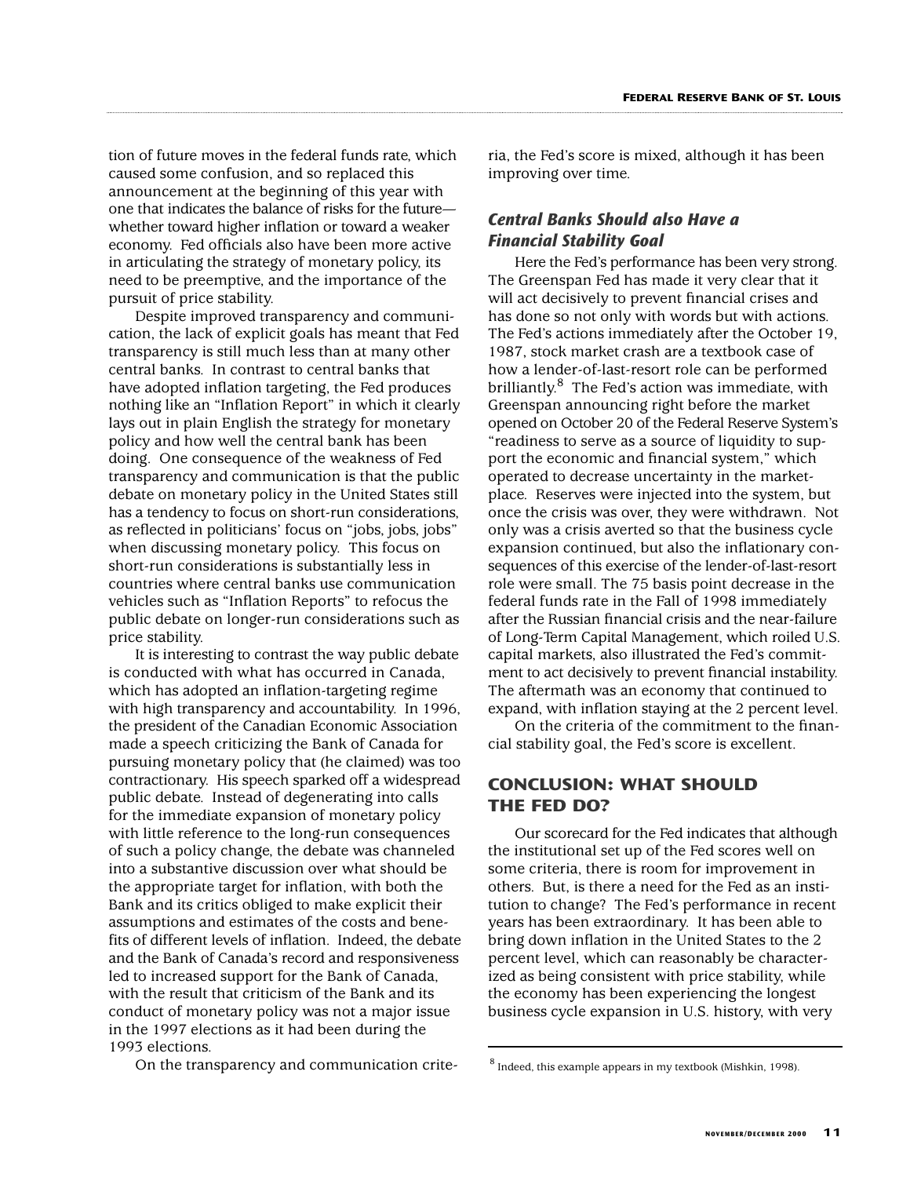tion of future moves in the federal funds rate, which caused some confusion, and so replaced this announcement at the beginning of this year with one that indicates the balance of risks for the future—whether toward higher inflation or toward a weaker economy. Fed officials also have been more active in articulating the strategy of monetary policy, its need to be preemptive, and the importance of the pursuit of price stability.

Despite improved transparency and communication, the lack of explicit goals has meant that Fed transparency is still much less than at many other central banks. In contrast to central banks that have adopted inflation targeting, the Fed produces nothing like an "Inflation Report" in which it clearly lays out in plain English the strategy for monetary policy and how well the central bank has been doing. One consequence of the weakness of Fed transparency and communication is that the public debate on monetary policy in the United States still has a tendency to focus on short-run considerations, as reflected in politicians' focus on "jobs, jobs, jobs" when discussing monetary policy. This focus on short-run considerations is substantially less in countries where central banks use communication vehicles such as "Inflation Reports" to refocus the public debate on longer-run considerations such as price stability.

It is interesting to contrast the way public debate is conducted with what has occurred in Canada, which has adopted an inflation-targeting regime with high transparency and accountability. In 1996, the president of the Canadian Economic Association made a speech criticizing the Bank of Canada for pursuing monetary policy that (he claimed) was too contractionary. His speech sparked off a widespread public debate. Instead of degenerating into calls for the immediate expansion of monetary policy with little reference to the long-run consequences of such a policy change, the debate was channeled into a substantive discussion over what should be the appropriate target for inflation, with both the Bank and its critics obliged to make explicit their assumptions and estimates of the costs and benefits of different levels of inflation. Indeed, the debate and the Bank of Canada's record and responsiveness led to increased support for the Bank of Canada, with the result that criticism of the Bank and its conduct of monetary policy was not a major issue in the 1997 elections as it had been during the 1993 elections.

On the transparency and communication criteria, the Fed's score is mixed, although it has been improving over time.

### *Central Banks Should also Have a Financial Stability Goal*

Here the Fed's performance has been very strong. The Greenspan Fed has made it very clear that it will act decisively to prevent financial crises and has done so not only with words but with actions. The Fed's actions immediately after the October 19, 1987, stock market crash are a textbook case of how a lender-of-last-resort role can be performed brilliantly.[8] The Fed's action was immediate, with Greenspan announcing right before the market opened on October 20 of the Federal Reserve System's "readiness to serve as a source of liquidity to support the economic and financial system," which operated to decrease uncertainty in the marketplace. Reserves were injected into the system, but once the crisis was over, they were withdrawn. Not only was a crisis averted so that the business cycle expansion continued, but also the inflationary consequences of this exercise of the lender-of-last-resort role were small. The 75 basis point decrease in the federal funds rate in the Fall of 1998 immediately after the Russian financial crisis and the near-failure of Long-Term Capital Management, which roiled U.S. capital markets, also illustrated the Fed's commitment to act decisively to prevent financial instability. The aftermath was an economy that continued to expand, with inflation staying at the 2 percent level.

On the criteria of the commitment to the financial stability goal, the Fed's score is excellent.

## CONCLUSION: WHAT SHOULD THE FED DO?

Our scorecard for the Fed indicates that although the institutional set up of the Fed scores well on some criteria, there is room for improvement in others. But, is there a need for the Fed as an institution to change? The Fed's performance in recent years has been extraordinary. It has been able to bring down inflation in the United States to the 2 percent level, which can reasonably be characterized as being consistent with price stability, while the economy has been experiencing the longest business cycle expansion in U.S. history, with very

[8] Indeed, this example appears in my textbook (Mishkin, 1998).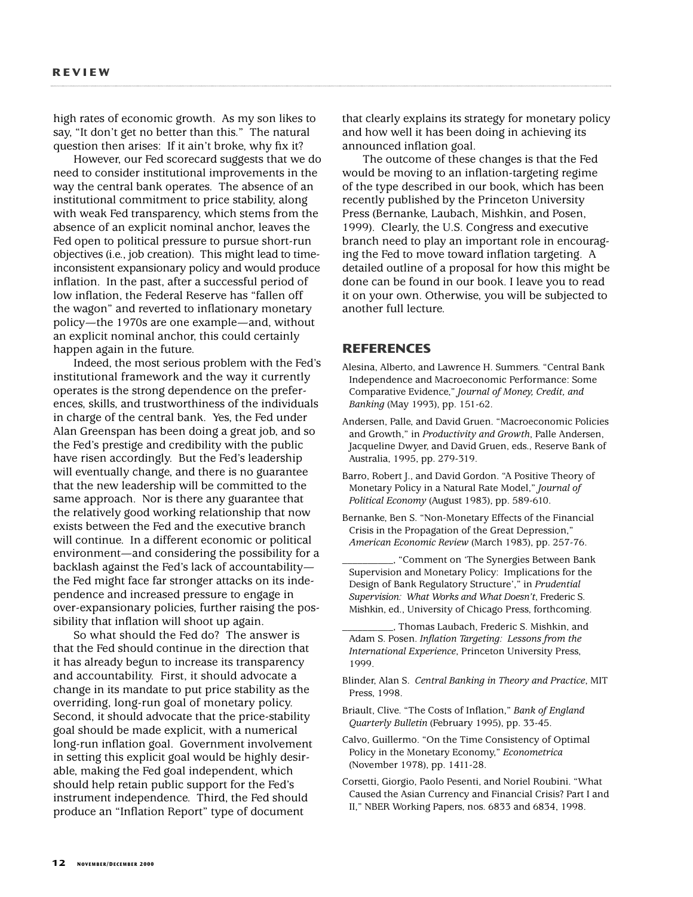high rates of economic growth. As my son likes to say, "It don't get no better than this." The natural question then arises: If it ain't broke, why fix it?

However, our Fed scorecard suggests that we do need to consider institutional improvements in the way the central bank operates. The absence of an institutional commitment to price stability, along with weak Fed transparency, which stems from the absence of an explicit nominal anchor, leaves the Fed open to political pressure to pursue short-run objectives (i.e., job creation). This might lead to time-inconsistent expansionary policy and would produce inflation. In the past, after a successful period of low inflation, the Federal Reserve has "fallen off the wagon" and reverted to inflationary monetary policy—the 1970s are one example—and, without an explicit nominal anchor, this could certainly happen again in the future.

Indeed, the most serious problem with the Fed's institutional framework and the way it currently operates is the strong dependence on the preferences, skills, and trustworthiness of the individuals in charge of the central bank. Yes, the Fed under Alan Greenspan has been doing a great job, and so the Fed's prestige and credibility with the public have risen accordingly. But the Fed's leadership will eventually change, and there is no guarantee that the new leadership will be committed to the same approach. Nor is there any guarantee that the relatively good working relationship that now exists between the Fed and the executive branch will continue. In a different economic or political environment—and considering the possibility for a backlash against the Fed's lack of accountability—the Fed might face far stronger attacks on its independence and increased pressure to engage in over-expansionary policies, further raising the possibility that inflation will shoot up again.

So what should the Fed do? The answer is that the Fed should continue in the direction that it has already begun to increase its transparency and accountability. First, it should advocate a change in its mandate to put price stability as the overriding, long-run goal of monetary policy. Second, it should advocate that the price-stability goal should be made explicit, with a numerical long-run inflation goal. Government involvement in setting this explicit goal would be highly desirable, making the Fed goal independent, which should help retain public support for the Fed's instrument independence. Third, the Fed should produce an "Inflation Report" type of document that clearly explains its strategy for monetary policy and how well it has been doing in achieving its announced inflation goal.

The outcome of these changes is that the Fed would be moving to an inflation-targeting regime of the type described in our book, which has been recently published by the Princeton University Press (Bernanke, Laubach, Mishkin, and Posen, 1999). Clearly, the U.S. Congress and executive branch need to play an important role in encouraging the Fed to move toward inflation targeting. A detailed outline of a proposal for how this might be done can be found in our book. I leave you to read it on your own. Otherwise, you will be subjected to another full lecture.

## REFERENCES

Alesina, Alberto, and Lawrence H. Summers. "Central Bank Independence and Macroeconomic Performance: Some Comparative Evidence," *Journal of Money, Credit, and Banking* (May 1993), pp. 151-62.

Andersen, Palle, and David Gruen. "Macroeconomic Policies and Growth," in *Productivity and Growth*, Palle Andersen, Jacqueline Dwyer, and David Gruen, eds., Reserve Bank of Australia, 1995, pp. 279-319.

Barro, Robert J., and David Gordon. "A Positive Theory of Monetary Policy in a Natural Rate Model," *Journal of Political Economy* (August 1983), pp. 589-610.

Bernanke, Ben S. "Non-Monetary Effects of the Financial Crisis in the Propagation of the Great Depression," *American Economic Review* (March 1983), pp. 257-76.

__________, "Comment on 'The Synergies Between Bank Supervision and Monetary Policy: Implications for the Design of Bank Regulatory Structure'," in *Prudential Supervision: What Works and What Doesn't*, Frederic S. Mishkin, ed., University of Chicago Press, forthcoming.

__________, Thomas Laubach, Frederic S. Mishkin, and Adam S. Posen. *Inflation Targeting: Lessons from the International Experience*, Princeton University Press, 1999.

Blinder, Alan S. *Central Banking in Theory and Practice*, MIT Press, 1998.

Briault, Clive. "The Costs of Inflation," *Bank of England Quarterly Bulletin* (February 1995), pp. 33-45.

Calvo, Guillermo. "On the Time Consistency of Optimal Policy in the Monetary Economy," *Econometrica* (November 1978), pp. 1411-28.

Corsetti, Giorgio, Paolo Pesenti, and Noriel Roubini. "What Caused the Asian Currency and Financial Crisis? Part I and II," NBER Working Papers, nos. 6833 and 6834, 1998.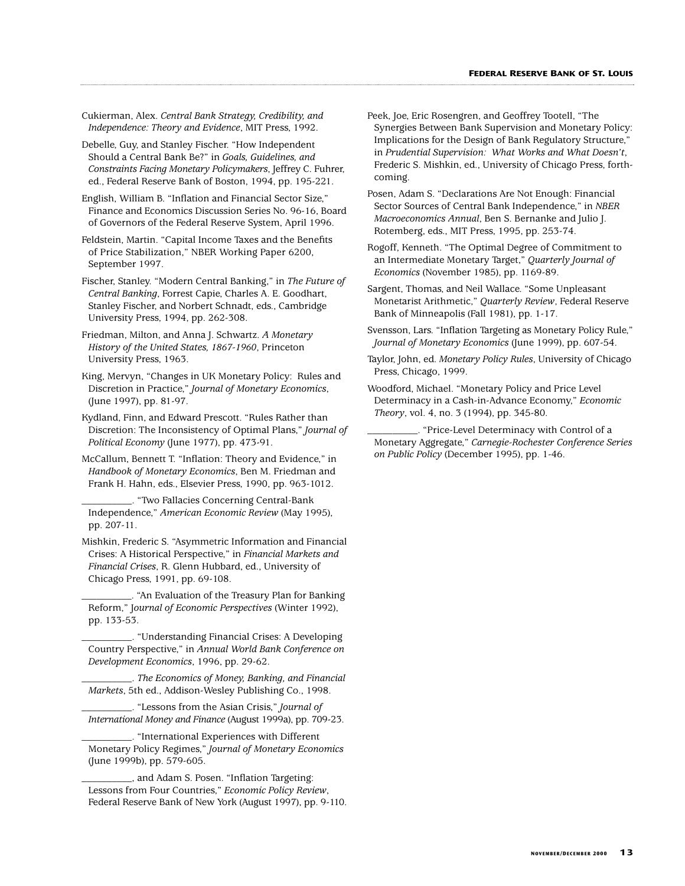Cukierman, Alex. *Central Bank Strategy, Credibility, and Independence: Theory and Evidence*, MIT Press, 1992.

Debelle, Guy, and Stanley Fischer. "How Independent Should a Central Bank Be?" in *Goals, Guidelines, and Constraints Facing Monetary Policymakers*, Jeffrey C. Fuhrer, ed., Federal Reserve Bank of Boston, 1994, pp. 195-221.

English, William B. "Inflation and Financial Sector Size," Finance and Economics Discussion Series No. 96-16, Board of Governors of the Federal Reserve System, April 1996.

Feldstein, Martin. "Capital Income Taxes and the Benefits of Price Stabilization," NBER Working Paper 6200, September 1997.

Fischer, Stanley. "Modern Central Banking," in *The Future of Central Banking*, Forrest Capie, Charles A. E. Goodhart, Stanley Fischer, and Norbert Schnadt, eds., Cambridge University Press, 1994, pp. 262-308.

Friedman, Milton, and Anna J. Schwartz. *A Monetary History of the United States, 1867-1960*, Princeton University Press, 1963.

King, Mervyn, "Changes in UK Monetary Policy: Rules and Discretion in Practice," *Journal of Monetary Economics*, (June 1997), pp. 81-97.

Kydland, Finn, and Edward Prescott. "Rules Rather than Discretion: The Inconsistency of Optimal Plans," *Journal of Political Economy* (June 1977), pp. 473-91.

McCallum, Bennett T. "Inflation: Theory and Evidence," in *Handbook of Monetary Economics*, Ben M. Friedman and Frank H. Hahn, eds., Elsevier Press, 1990, pp. 963-1012.

__________. "Two Fallacies Concerning Central-Bank Independence," *American Economic Review* (May 1995), pp. 207-11.

Mishkin, Frederic S. "Asymmetric Information and Financial Crises: A Historical Perspective," in *Financial Markets and Financial Crises*, R. Glenn Hubbard, ed., University of Chicago Press, 1991, pp. 69-108.

__________. "An Evaluation of the Treasury Plan for Banking Reform," *Journal of Economic Perspectives* (Winter 1992), pp. 133-53.

__________. "Understanding Financial Crises: A Developing Country Perspective," in *Annual World Bank Conference on Development Economics*, 1996, pp. 29-62.

__________. *The Economics of Money, Banking, and Financial Markets*, 5th ed., Addison-Wesley Publishing Co., 1998.

__________. "Lessons from the Asian Crisis," *Journal of International Money and Finance* (August 1999a), pp. 709-23.

__________. "International Experiences with Different Monetary Policy Regimes," *Journal of Monetary Economics* (June 1999b), pp. 579-605.

__________, and Adam S. Posen. "Inflation Targeting: Lessons from Four Countries," *Economic Policy Review*, Federal Reserve Bank of New York (August 1997), pp. 9-110.

Peek, Joe, Eric Rosengren, and Geoffrey Tootell, "The Synergies Between Bank Supervision and Monetary Policy: Implications for the Design of Bank Regulatory Structure," in *Prudential Supervision: What Works and What Doesn't*, Frederic S. Mishkin, ed., University of Chicago Press, forthcoming.

Posen, Adam S. "Declarations Are Not Enough: Financial Sector Sources of Central Bank Independence," in *NBER Macroeconomics Annual*, Ben S. Bernanke and Julio J. Rotemberg, eds., MIT Press, 1995, pp. 253-74.

Rogoff, Kenneth. "The Optimal Degree of Commitment to an Intermediate Monetary Target," *Quarterly Journal of Economics* (November 1985), pp. 1169-89.

Sargent, Thomas, and Neil Wallace. "Some Unpleasant Monetarist Arithmetic," *Quarterly Review*, Federal Reserve Bank of Minneapolis (Fall 1981), pp. 1-17.

Svensson, Lars. "Inflation Targeting as Monetary Policy Rule," *Journal of Monetary Economics* (June 1999), pp. 607-54.

Taylor, John, ed. *Monetary Policy Rules*, University of Chicago Press, Chicago, 1999.

Woodford, Michael. "Monetary Policy and Price Level Determinacy in a Cash-in-Advance Economy," *Economic Theory*, vol. 4, no. 3 (1994), pp. 345-80.

__________. "Price-Level Determinacy with Control of a Monetary Aggregate," *Carnegie-Rochester Conference Series on Public Policy* (December 1995), pp. 1-46.